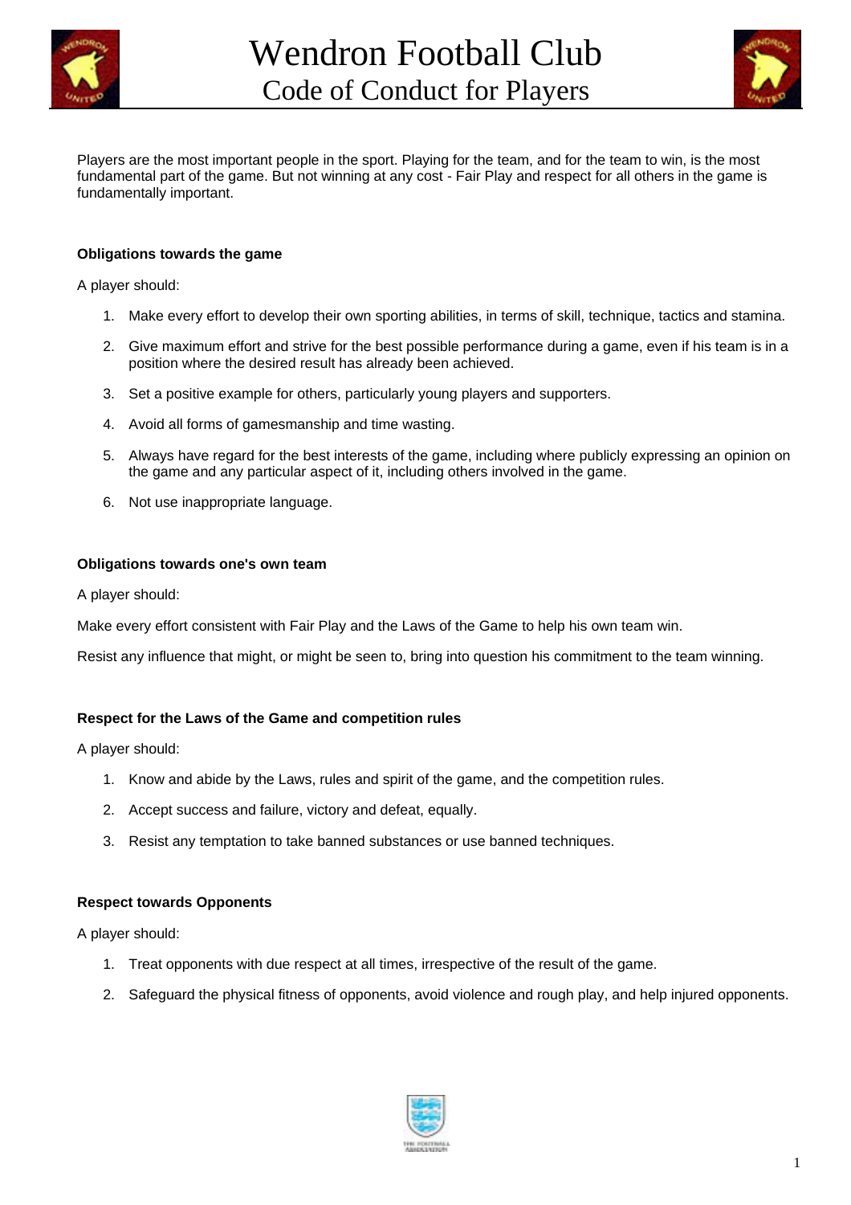# Wendron Football Club

## Code of Conduct for Players

Players are the most important people in the sport. Playing for the team, and for the team to win, is the most fundamental part of the game. But not winning at any cost - Fair Play and respect for all others in the game is fundamentally important.

**Obligations towards the game**

A player should:

1. Make every effort to develop their own sporting abilities, in terms of skill, technique, tactics and stamina.
2. Give maximum effort and strive for the best possible performance during a game, even if his team is in a position where the desired result has already been achieved.
3. Set a positive example for others, particularly young players and supporters.
4. Avoid all forms of gamesmanship and time wasting.
5. Always have regard for the best interests of the game, including where publicly expressing an opinion on the game and any particular aspect of it, including others involved in the game.
6. Not use inappropriate language.

**Obligations towards one's own team**

A player should:

Make every effort consistent with Fair Play and the Laws of the Game to help his own team win.

Resist any influence that might, or might be seen to, bring into question his commitment to the team winning.

**Respect for the Laws of the Game and competition rules**

A player should:

1. Know and abide by the Laws, rules and spirit of the game, and the competition rules.
2. Accept success and failure, victory and defeat, equally.
3. Resist any temptation to take banned substances or use banned techniques.

**Respect towards Opponents**

A player should:

1. Treat opponents with due respect at all times, irrespective of the result of the game.
2. Safeguard the physical fitness of opponents, avoid violence and rough play, and help injured opponents.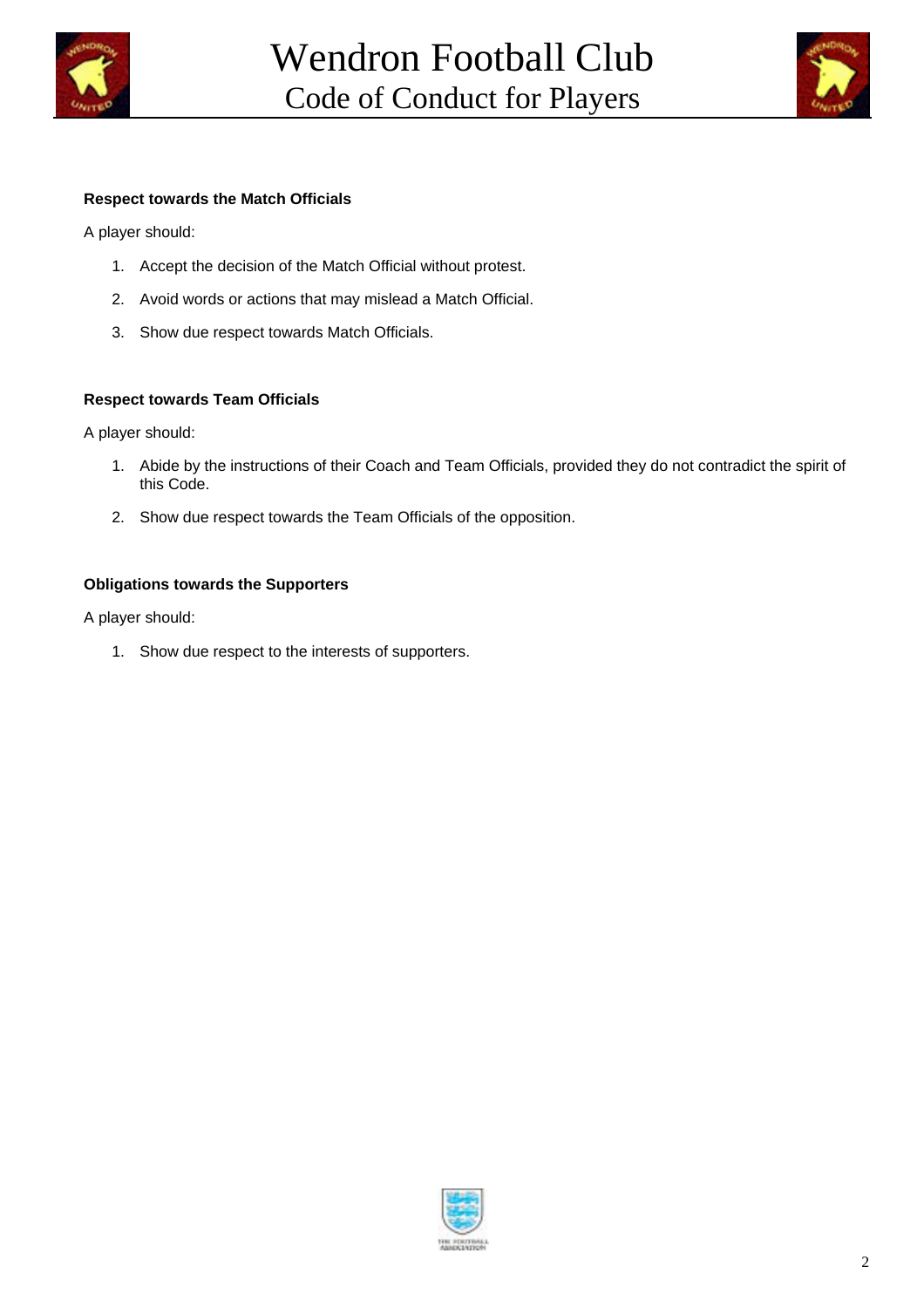# Wendron Football Club
## Code of Conduct for Players

**Respect towards the Match Officials**

A player should:

1. Accept the decision of the Match Official without protest.
2. Avoid words or actions that may mislead a Match Official.
3. Show due respect towards Match Officials.

**Respect towards Team Officials**

A player should:

1. Abide by the instructions of their Coach and Team Officials, provided they do not contradict the spirit of this Code.
2. Show due respect towards the Team Officials of the opposition.

**Obligations towards the Supporters**

A player should:

1. Show due respect to the interests of supporters.